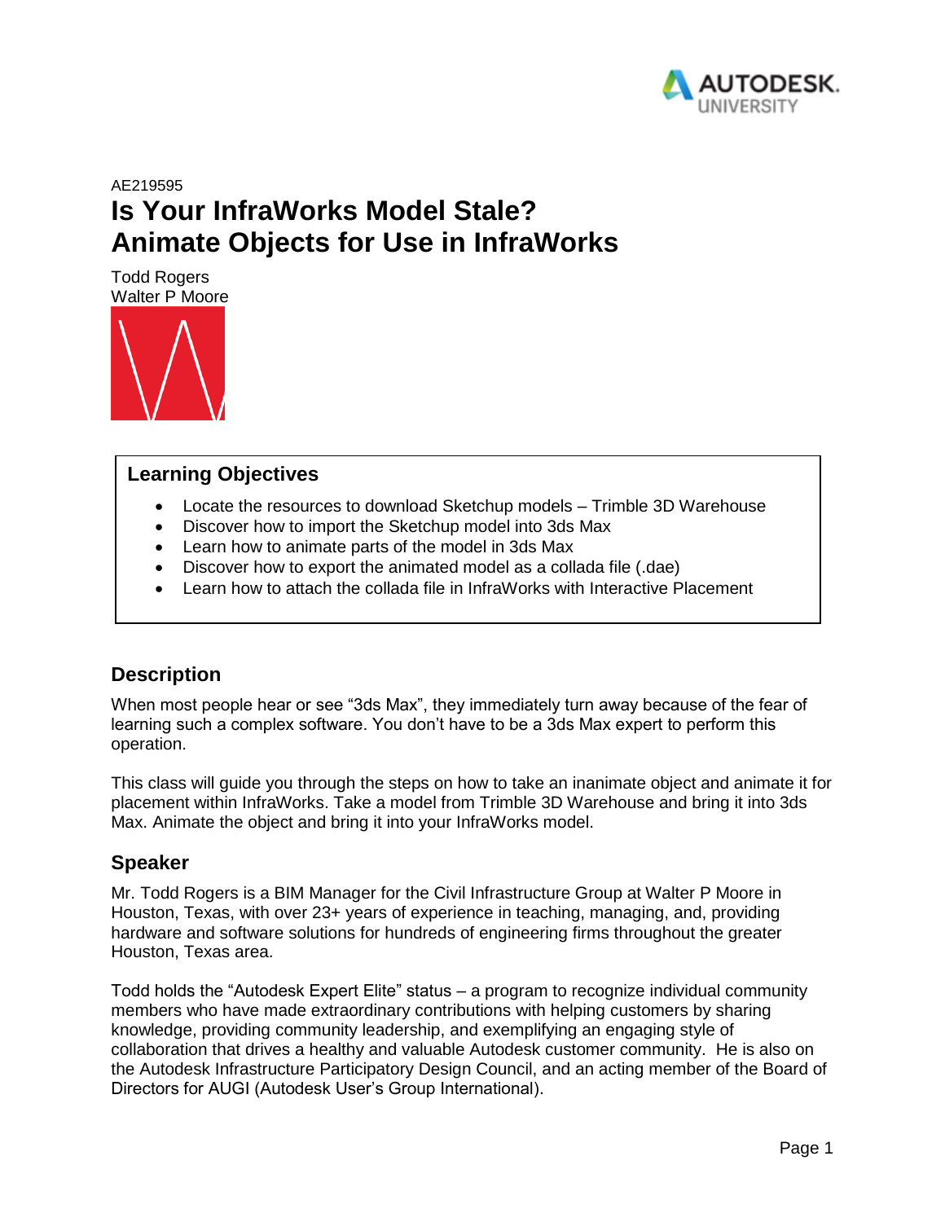AE219595

# Is Your InfraWorks Model Stale? Animate Objects for Use in InfraWorks

Todd Rogers
Walter P Moore

## Learning Objectives

- Locate the resources to download Sketchup models – Trimble 3D Warehouse
- Discover how to import the Sketchup model into 3ds Max
- Learn how to animate parts of the model in 3ds Max
- Discover how to export the animated model as a collada file (.dae)
- Learn how to attach the collada file in InfraWorks with Interactive Placement

## Description

When most people hear or see "3ds Max", they immediately turn away because of the fear of learning such a complex software. You don't have to be a 3ds Max expert to perform this operation.

This class will guide you through the steps on how to take an inanimate object and animate it for placement within InfraWorks. Take a model from Trimble 3D Warehouse and bring it into 3ds Max. Animate the object and bring it into your InfraWorks model.

## Speaker

Mr. Todd Rogers is a BIM Manager for the Civil Infrastructure Group at Walter P Moore in Houston, Texas, with over 23+ years of experience in teaching, managing, and, providing hardware and software solutions for hundreds of engineering firms throughout the greater Houston, Texas area.

Todd holds the "Autodesk Expert Elite" status – a program to recognize individual community members who have made extraordinary contributions with helping customers by sharing knowledge, providing community leadership, and exemplifying an engaging style of collaboration that drives a healthy and valuable Autodesk customer community. He is also on the Autodesk Infrastructure Participatory Design Council, and an acting member of the Board of Directors for AUGI (Autodesk User's Group International).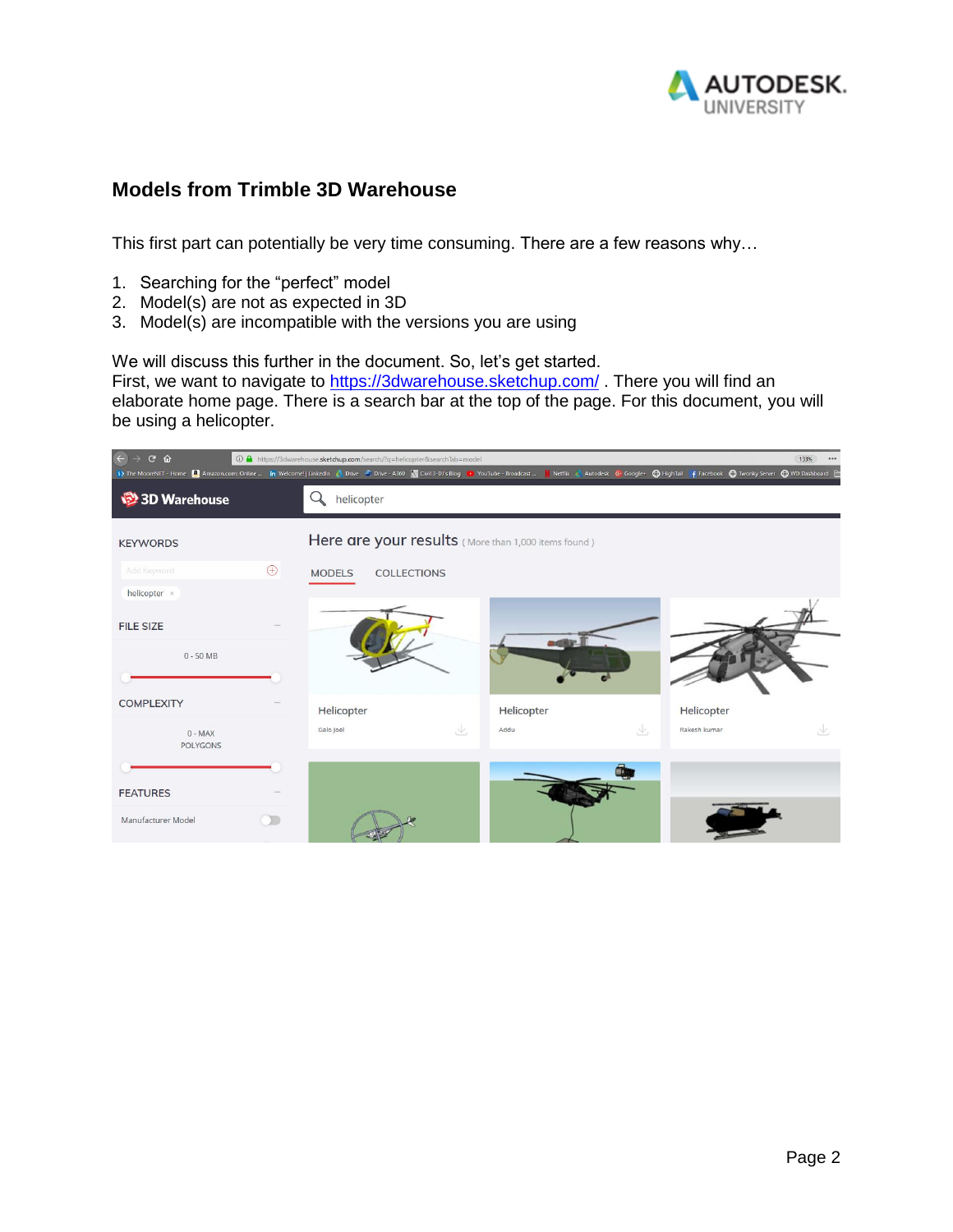## Models from Trimble 3D Warehouse

This first part can potentially be very time consuming. There are a few reasons why…

1. Searching for the "perfect" model
2. Model(s) are not as expected in 3D
3. Model(s) are incompatible with the versions you are using

We will discuss this further in the document. So, let's get started.
First, we want to navigate to https://3dwarehouse.sketchup.com/ . There you will find an elaborate home page. There is a search bar at the top of the page. For this document, you will be using a helicopter.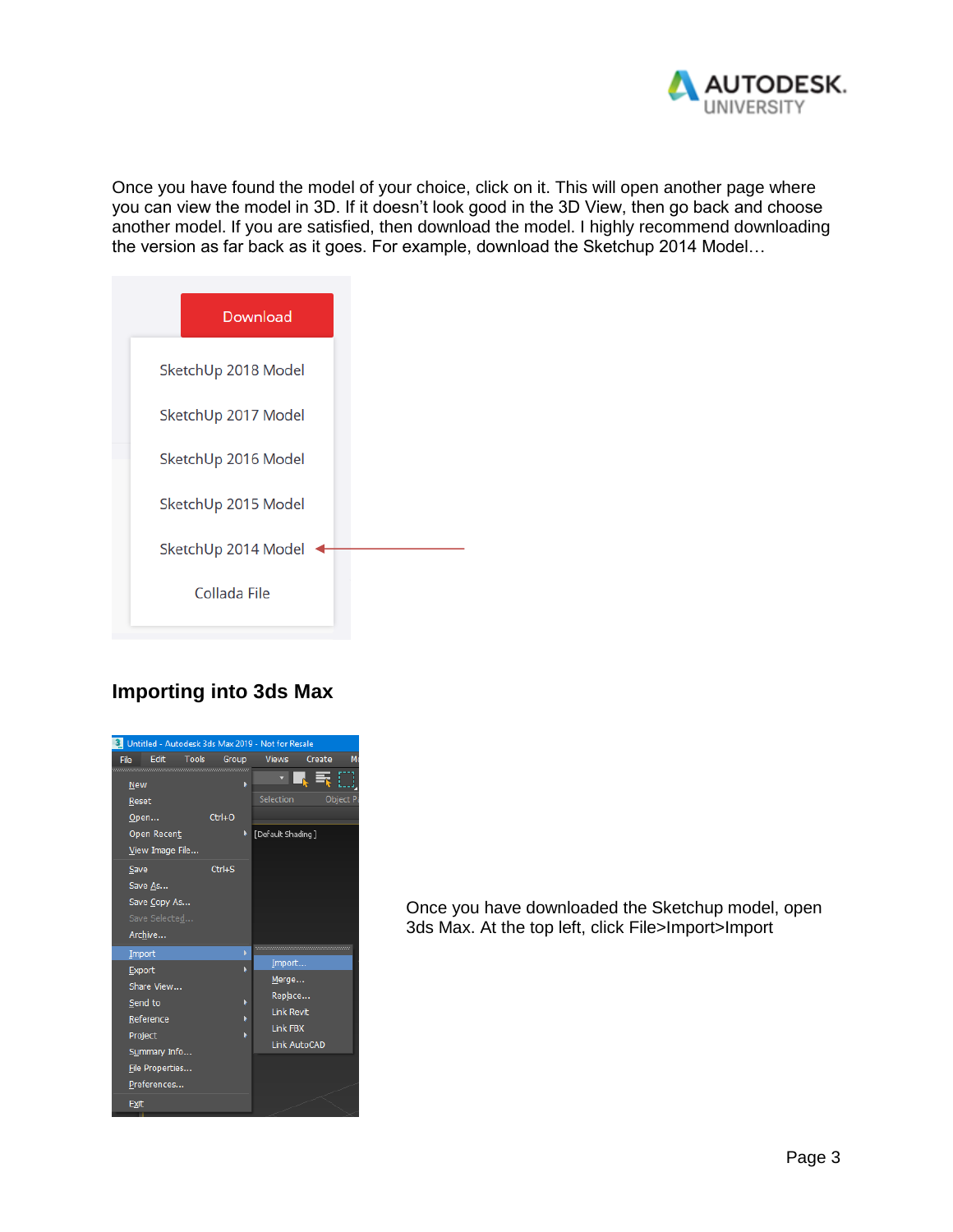Once you have found the model of your choice, click on it. This will open another page where you can view the model in 3D. If it doesn't look good in the 3D View, then go back and choose another model. If you are satisfied, then download the model. I highly recommend downloading the version as far back as it goes. For example, download the Sketchup 2014 Model…

## Importing into 3ds Max

Once you have downloaded the Sketchup model, open 3ds Max. At the top left, click File>Import>Import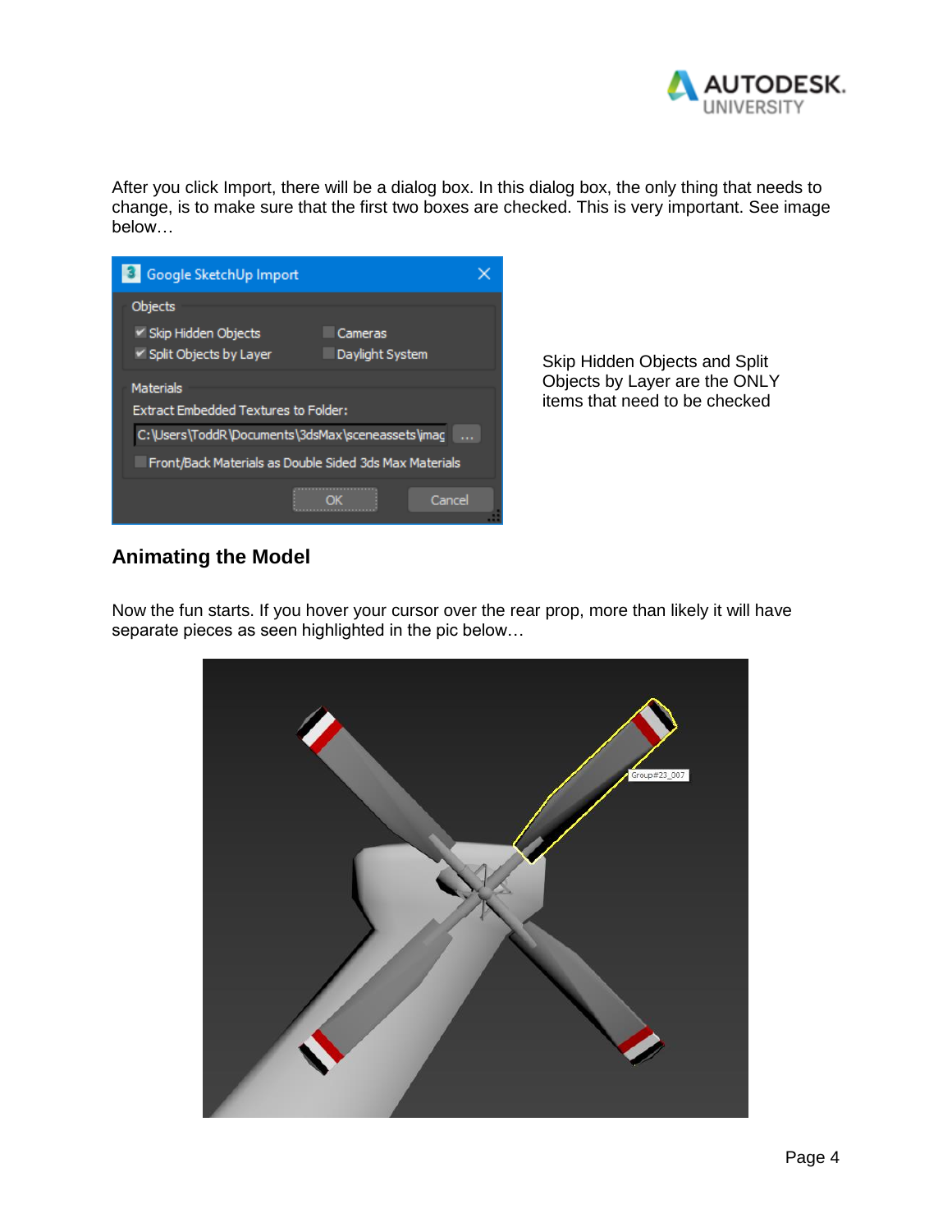After you click Import, there will be a dialog box. In this dialog box, the only thing that needs to change, is to make sure that the first two boxes are checked. This is very important. See image below…

Skip Hidden Objects and Split Objects by Layer are the ONLY items that need to be checked

## Animating the Model

Now the fun starts. If you hover your cursor over the rear prop, more than likely it will have separate pieces as seen highlighted in the pic below…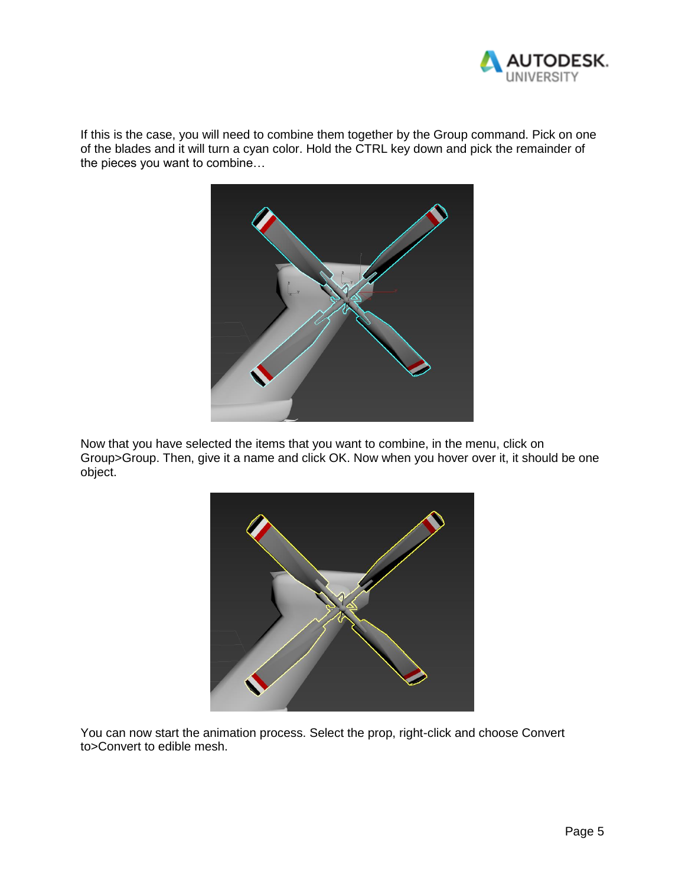If this is the case, you will need to combine them together by the Group command. Pick on one of the blades and it will turn a cyan color. Hold the CTRL key down and pick the remainder of the pieces you want to combine…

Now that you have selected the items that you want to combine, in the menu, click on Group>Group. Then, give it a name and click OK. Now when you hover over it, it should be one object.

You can now start the animation process. Select the prop, right-click and choose Convert to>Convert to edible mesh.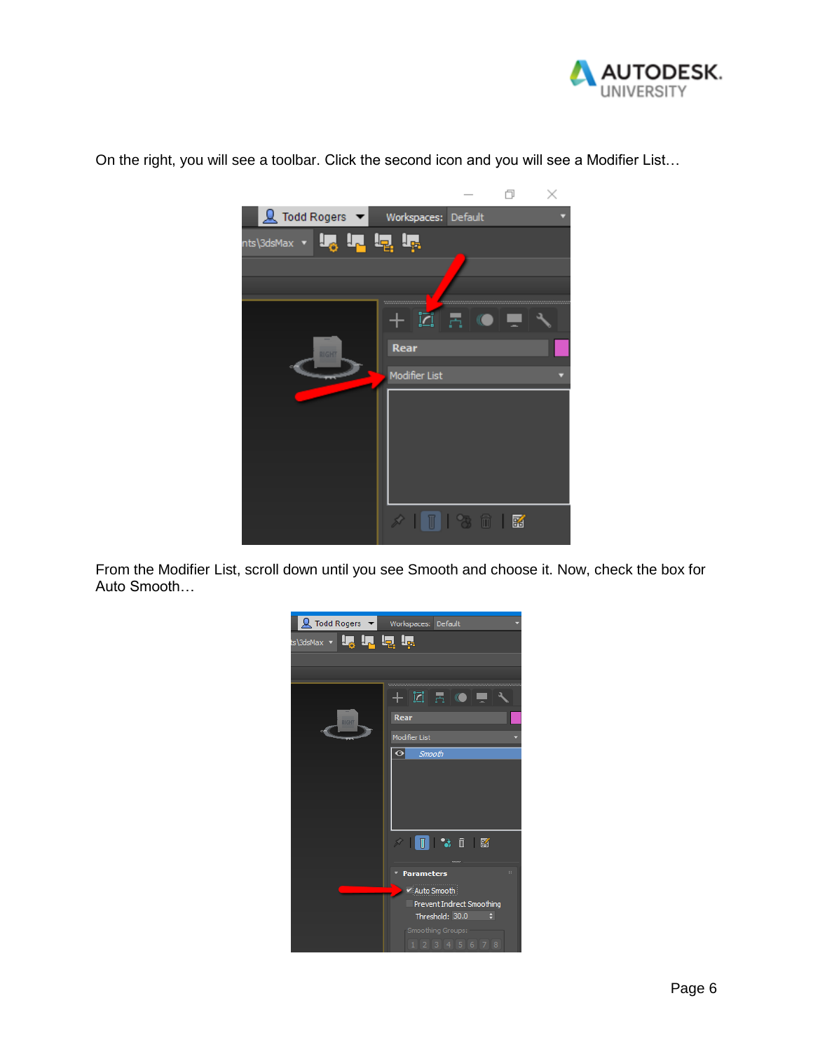On the right, you will see a toolbar. Click the second icon and you will see a Modifier List…

From the Modifier List, scroll down until you see Smooth and choose it. Now, check the box for Auto Smooth…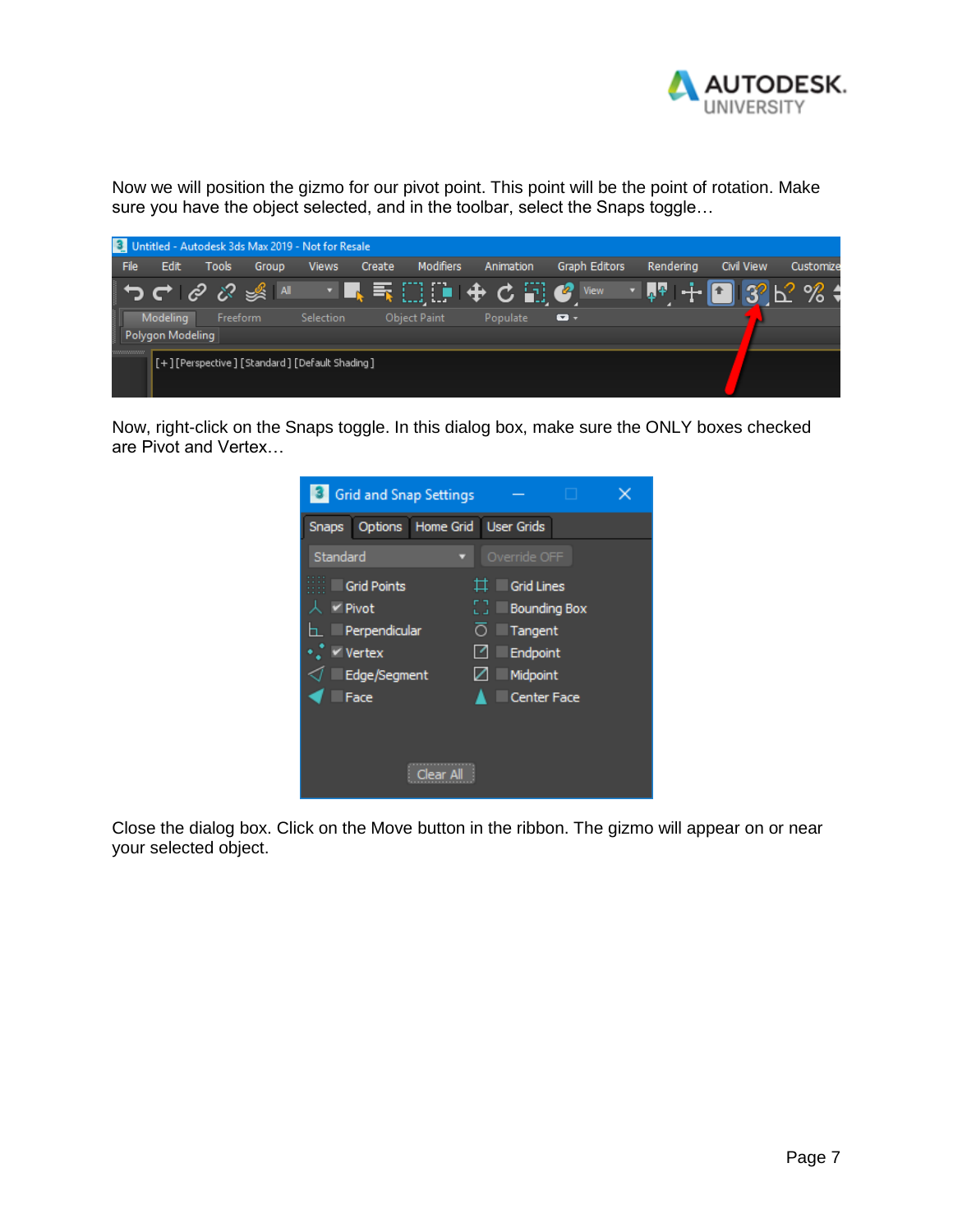Now we will position the gizmo for our pivot point. This point will be the point of rotation. Make sure you have the object selected, and in the toolbar, select the Snaps toggle…

Now, right-click on the Snaps toggle. In this dialog box, make sure the ONLY boxes checked are Pivot and Vertex…

Close the dialog box. Click on the Move button in the ribbon. The gizmo will appear on or near your selected object.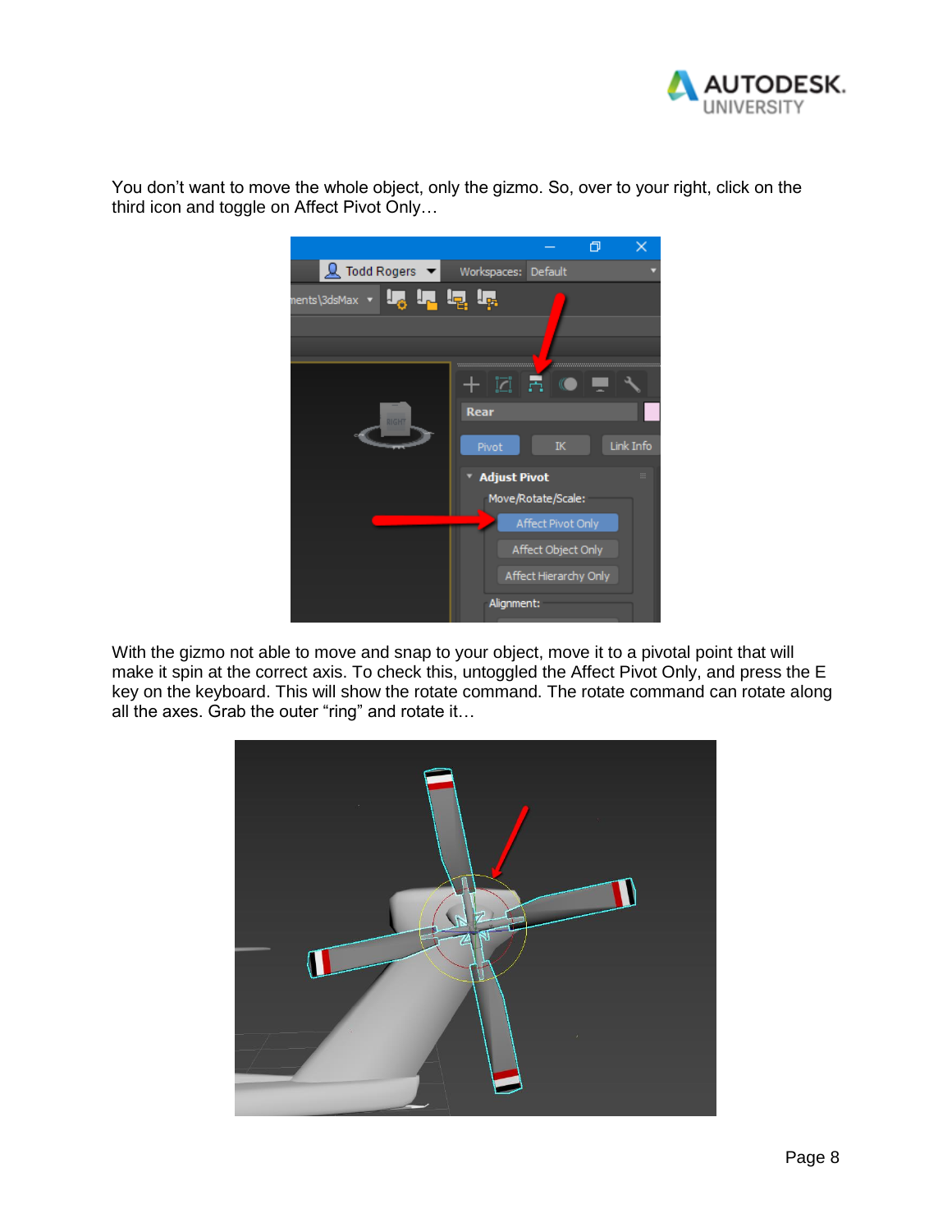You don't want to move the whole object, only the gizmo. So, over to your right, click on the third icon and toggle on Affect Pivot Only…

With the gizmo not able to move and snap to your object, move it to a pivotal point that will make it spin at the correct axis. To check this, untoggled the Affect Pivot Only, and press the E key on the keyboard. This will show the rotate command. The rotate command can rotate along all the axes. Grab the outer "ring" and rotate it…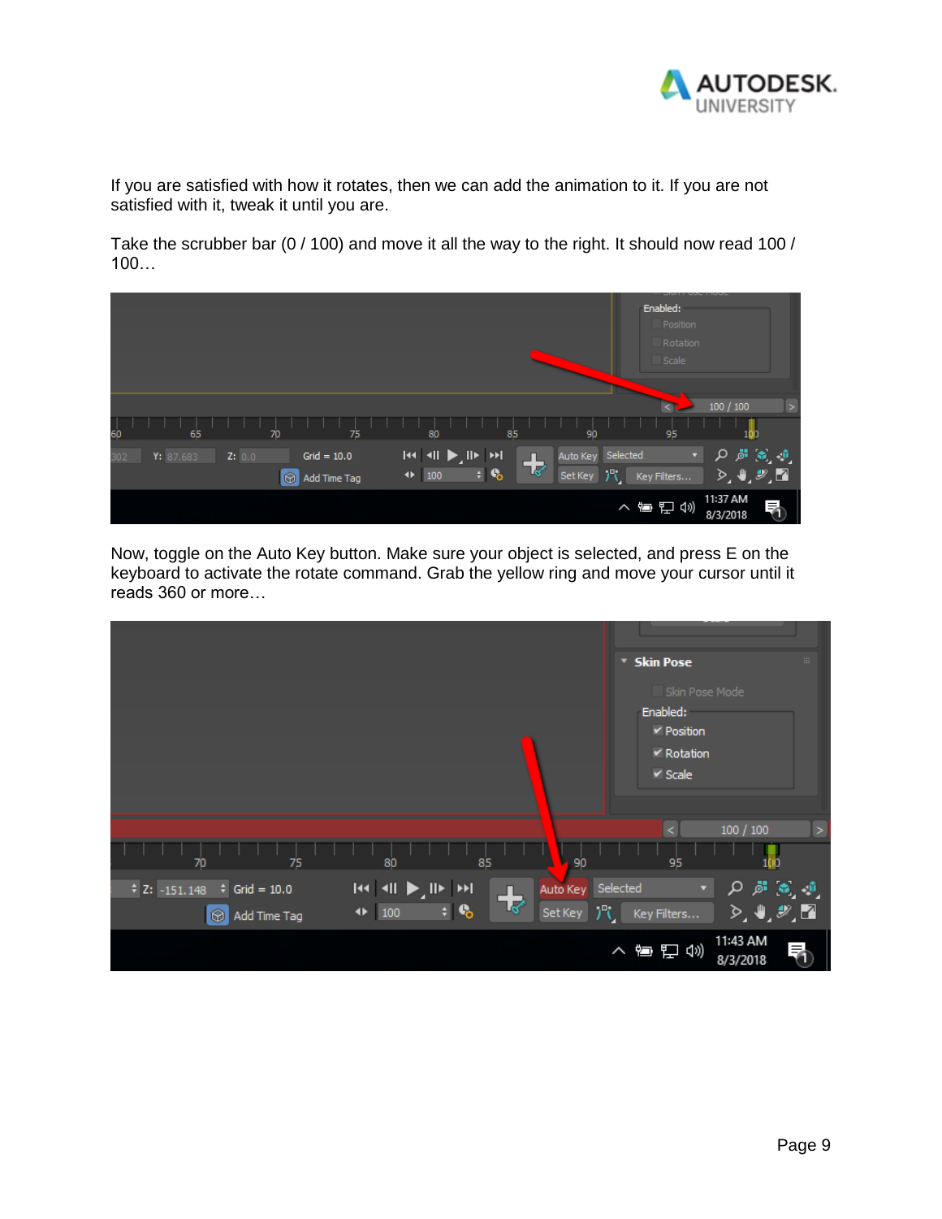If you are satisfied with how it rotates, then we can add the animation to it. If you are not satisfied with it, tweak it until you are.

Take the scrubber bar (0 / 100) and move it all the way to the right. It should now read 100 / 100…

Now, toggle on the Auto Key button. Make sure your object is selected, and press E on the keyboard to activate the rotate command. Grab the yellow ring and move your cursor until it reads 360 or more…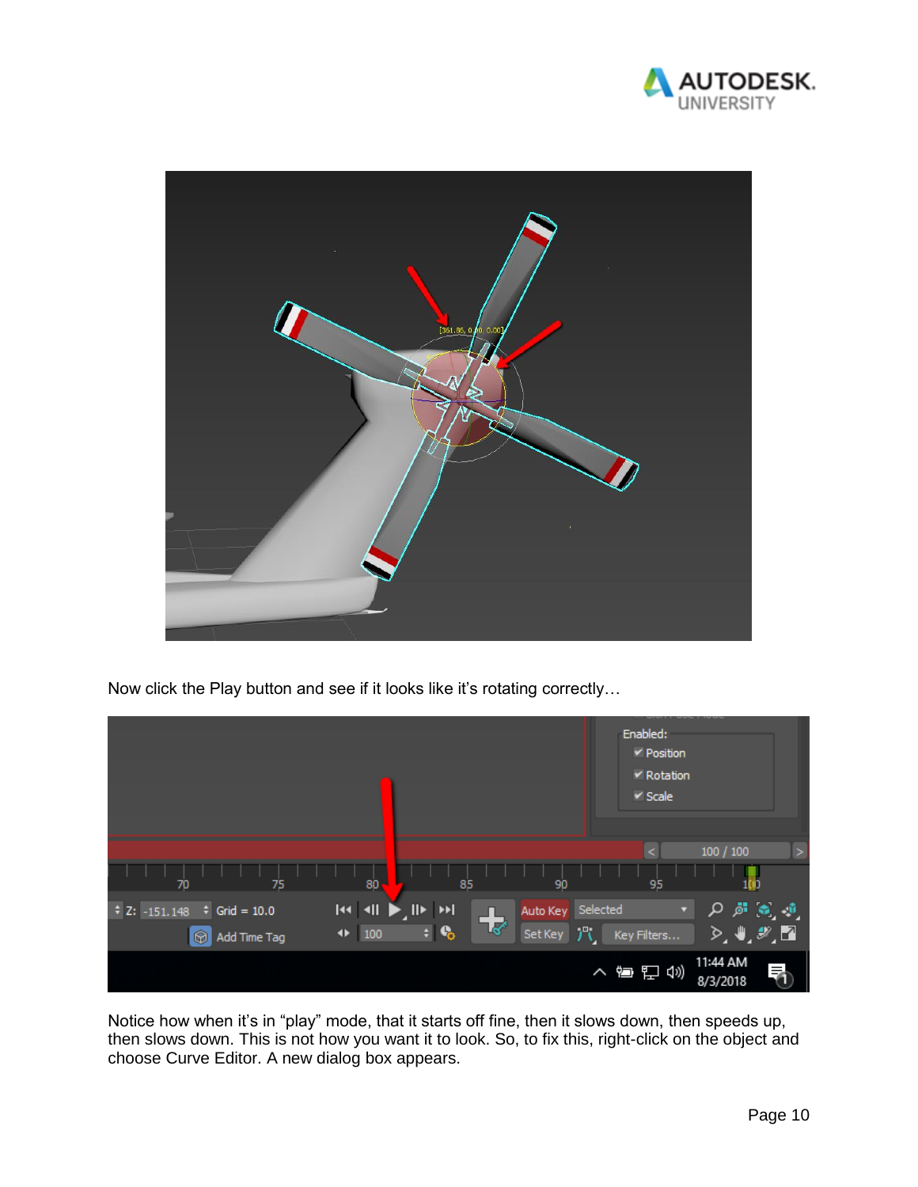Now click the Play button and see if it looks like it's rotating correctly…

Notice how when it's in "play" mode, that it starts off fine, then it slows down, then speeds up, then slows down. This is not how you want it to look. So, to fix this, right-click on the object and choose Curve Editor. A new dialog box appears.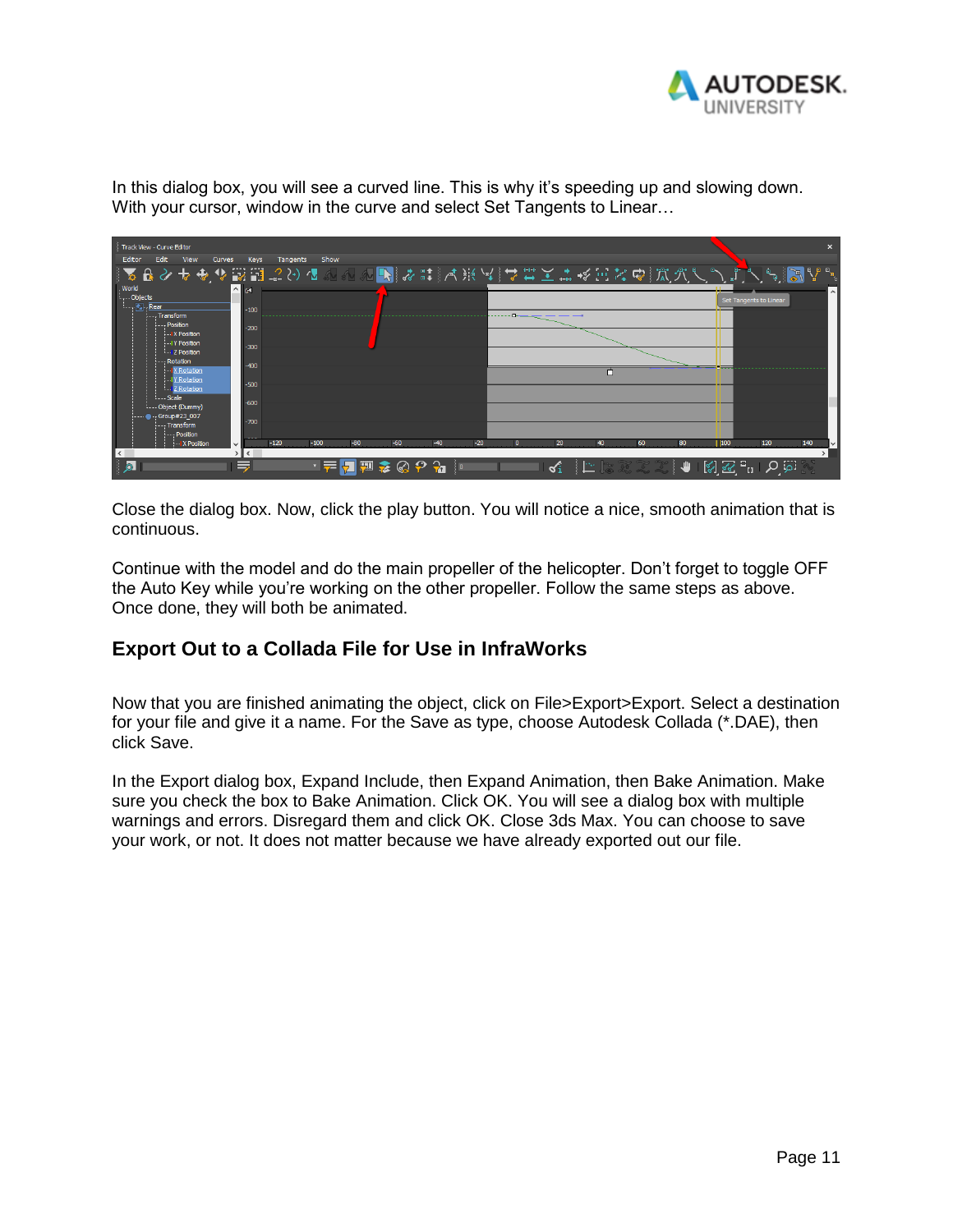In this dialog box, you will see a curved line. This is why it's speeding up and slowing down. With your cursor, window in the curve and select Set Tangents to Linear…

Close the dialog box. Now, click the play button. You will notice a nice, smooth animation that is continuous.

Continue with the model and do the main propeller of the helicopter. Don't forget to toggle OFF the Auto Key while you're working on the other propeller. Follow the same steps as above. Once done, they will both be animated.

## Export Out to a Collada File for Use in InfraWorks

Now that you are finished animating the object, click on File>Export>Export. Select a destination for your file and give it a name. For the Save as type, choose Autodesk Collada (*.DAE), then click Save.

In the Export dialog box, Expand Include, then Expand Animation, then Bake Animation. Make sure you check the box to Bake Animation. Click OK. You will see a dialog box with multiple warnings and errors. Disregard them and click OK. Close 3ds Max. You can choose to save your work, or not. It does not matter because we have already exported out our file.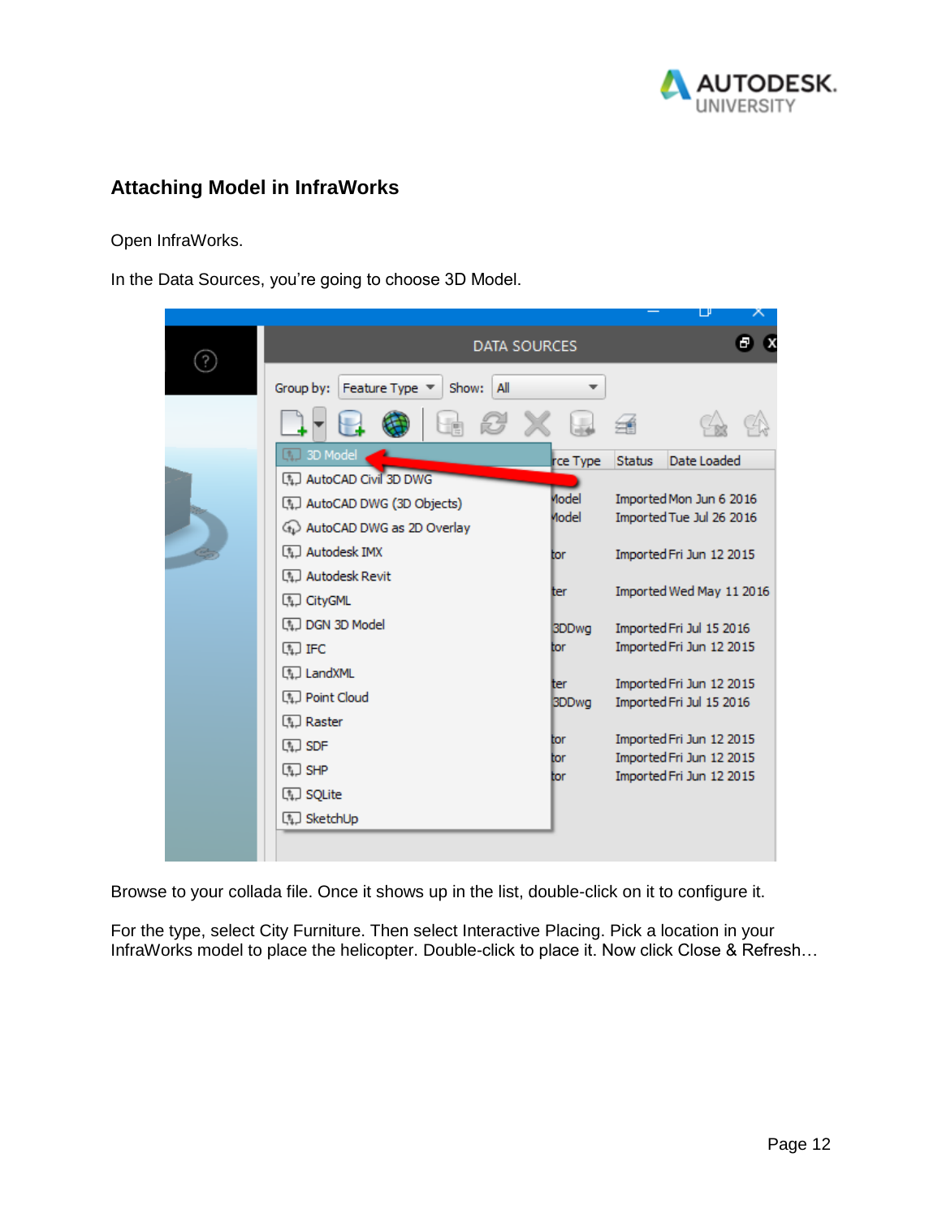## Attaching Model in InfraWorks

Open InfraWorks.

In the Data Sources, you're going to choose 3D Model.

Browse to your collada file. Once it shows up in the list, double-click on it to configure it.

For the type, select City Furniture. Then select Interactive Placing. Pick a location in your InfraWorks model to place the helicopter. Double-click to place it. Now click Close & Refresh…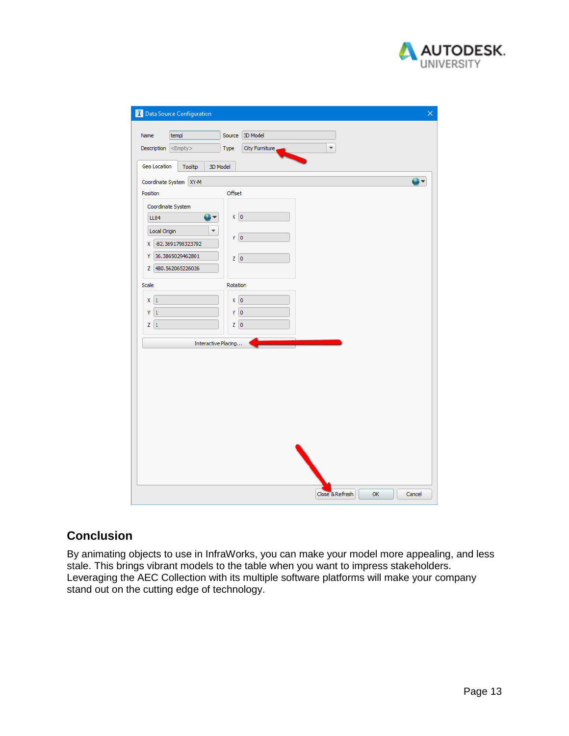## Conclusion

By animating objects to use in InfraWorks, you can make your model more appealing, and less stale. This brings vibrant models to the table when you want to impress stakeholders. Leveraging the AEC Collection with its multiple software platforms will make your company stand out on the cutting edge of technology.